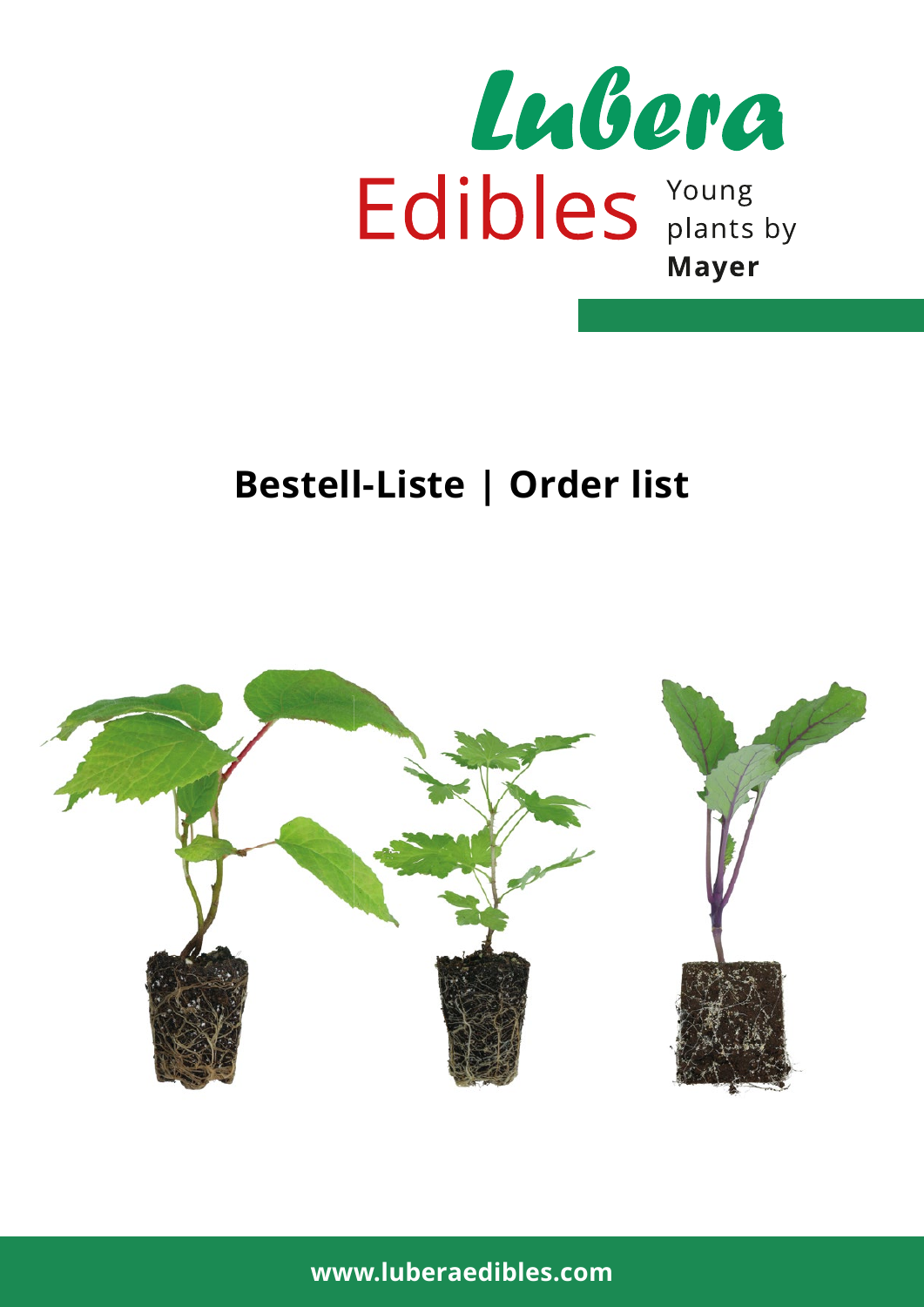Lubera

Edibles Young plants by **Mayer**

# Bestell-Liste | Order list

**www.luberaedibles.com**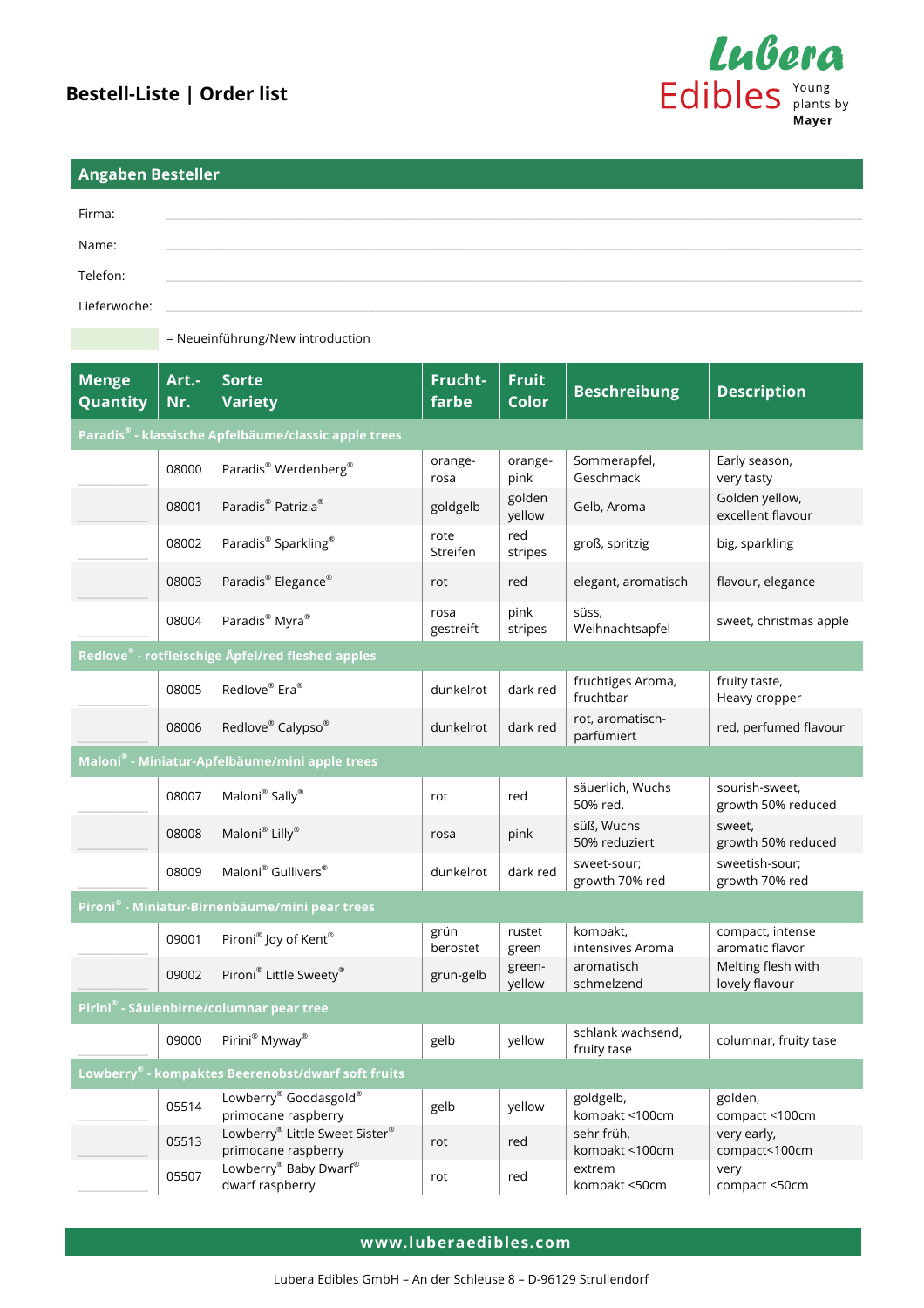# Bestell-Liste | Order list

Lubera Edibles Young plants by Mayer

## Angaben Besteller

Firma:

Name:

Telefon:

Lieferwoche:

= Neueinführung/New introduction

| Menge Quantity | Art.-Nr. | Sorte Variety | Fruchtfarbe | Fruit Color | Beschreibung | Description |
|---|---|---|---|---|---|---|
| **Paradis® - klassische Apfelbäume/classic apple trees** | | | | | | |
| | 08000 | Paradis® Werdenberg® | orange-rosa | orange-pink | Sommerapfel, Geschmack | Early season, very tasty |
| | 08001 | Paradis® Patrizia® | goldgelb | golden yellow | Gelb, Aroma | Golden yellow, excellent flavour |
| | 08002 | Paradis® Sparkling® | rote Streifen | red stripes | groß, spritzig | big, sparkling |
| | 08003 | Paradis® Elegance® | rot | red | elegant, aromatisch | flavour, elegance |
| | 08004 | Paradis® Myra® | rosa gestreift | pink stripes | süss, Weihnachtsapfel | sweet, christmas apple |
| **Redlove® - rotfleischige Äpfel/red fleshed apples** | | | | | | |
| | 08005 | Redlove® Era® | dunkelrot | dark red | fruchtiges Aroma, fruchtbar | fruity taste, Heavy cropper |
| | 08006 | Redlove® Calypso® | dunkelrot | dark red | rot, aromatisch-parfümiert | red, perfumed flavour |
| **Maloni® - Miniatur-Apfelbäume/mini apple trees** | | | | | | |
| | 08007 | Maloni® Sally® | rot | red | säuerlich, Wuchs 50% red. | sourish-sweet, growth 50% reduced |
| | 08008 | Maloni® Lilly® | rosa | pink | süß, Wuchs 50% reduziert | sweet, growth 50% reduced |
| | 08009 | Maloni® Gullivers® | dunkelrot | dark red | sweet-sour; growth 70% red | sweetish-sour; growth 70% red |
| **Pironi® - Miniatur-Birnenbäume/mini pear trees** | | | | | | |
| | 09001 | Pironi® Joy of Kent® | grün berostet | rustet green | kompakt, intensives Aroma | compact, intense aromatic flavor |
| | 09002 | Pironi® Little Sweety® | grün-gelb | green-yellow | aromatisch schmelzend | Melting flesh with lovely flavour |
| **Pirini® - Säulenbirne/columnar pear tree** | | | | | | |
| | 09000 | Pirini® Myway® | gelb | yellow | schlank wachsend, fruity tase | columnar, fruity tase |
| **Lowberry® - kompaktes Beerenobst/dwarf soft fruits** | | | | | | |
| | 05514 | Lowberry® Goodasgold® primocane raspberry | gelb | yellow | goldgelb, kompakt <100cm | golden, compact <100cm |
| | 05513 | Lowberry® Little Sweet Sister® primocane raspberry | rot | red | sehr früh, kompakt <100cm | very early, compact<100cm |
| | 05507 | Lowberry® Baby Dwarf® dwarf raspberry | rot | red | extrem kompakt <50cm | very compact <50cm |

www.luberaedibles.com

Lubera Edibles GmbH – An der Schleuse 8 – D-96129 Strullendorf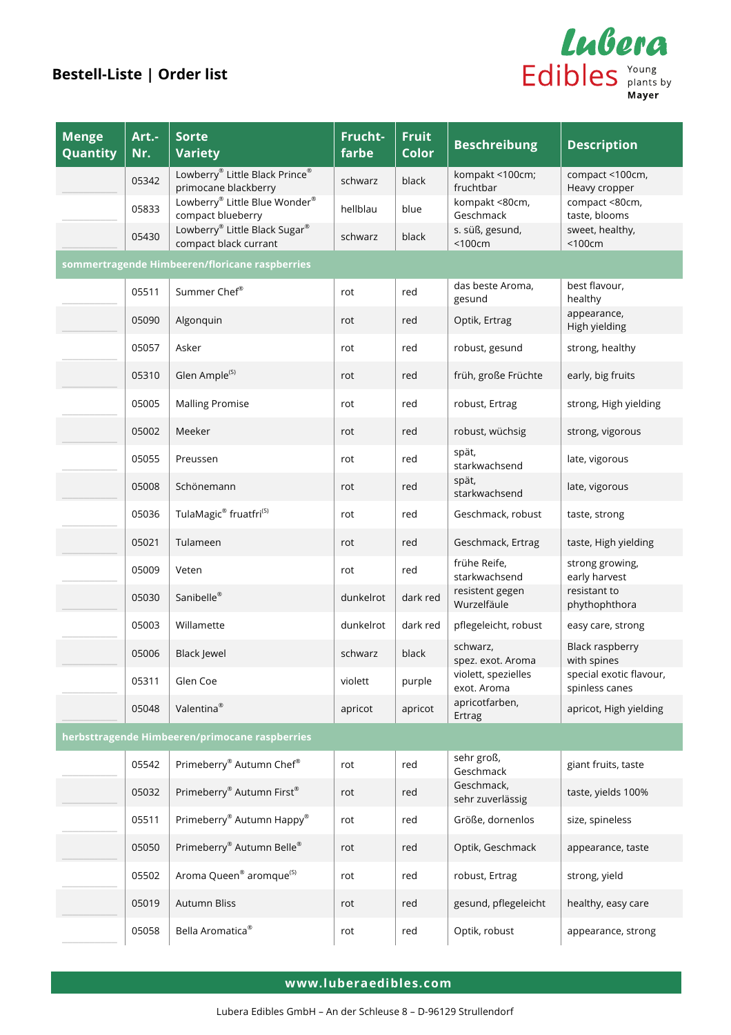## Bestell-Liste | Order list

**Lubera Edibles** Young plants by Mayer

| Menge Quantity | Art.-Nr. | Sorte Variety | Frucht-farbe | Fruit Color | Beschreibung | Description |
|---|---|---|---|---|---|---|
| | 05342 | Lowberry® Little Black Prince® primocane blackberry | schwarz | black | kompakt <100cm; fruchtbar | compact <100cm, Heavy cropper |
| | 05833 | Lowberry® Little Blue Wonder® compact blueberry | hellblau | blue | kompakt <80cm, Geschmack | compact <80cm, taste, blooms |
| | 05430 | Lowberry® Little Black Sugar® compact black currant | schwarz | black | s. süß, gesund, <100cm | sweet, healthy, <100cm |
| **sommertragende Himbeeren/floricane raspberries** | | | | | | |
| | 05511 | Summer Chef® | rot | red | das beste Aroma, gesund | best flavour, healthy |
| | 05090 | Algonquin | rot | red | Optik, Ertrag | appearance, High yielding |
| | 05057 | Asker | rot | red | robust, gesund | strong, healthy |
| | 05310 | Glen Ample(S) | rot | red | früh, große Früchte | early, big fruits |
| | 05005 | Malling Promise | rot | red | robust, Ertrag | strong, High yielding |
| | 05002 | Meeker | rot | red | robust, wüchsig | strong, vigorous |
| | 05055 | Preussen | rot | red | spät, starkwachsend | late, vigorous |
| | 05008 | Schönemann | rot | red | spät, starkwachsend | late, vigorous |
| | 05036 | TulaMagic® fruatfri(S) | rot | red | Geschmack, robust | taste, strong |
| | 05021 | Tulameen | rot | red | Geschmack, Ertrag | taste, High yielding |
| | 05009 | Veten | rot | red | frühe Reife, starkwachsend | strong growing, early harvest |
| | 05030 | Sanibelle® | dunkelrot | dark red | resistent gegen Wurzelfäule | resistant to phythophthora |
| | 05003 | Willamette | dunkelrot | dark red | pflegeleicht, robust | easy care, strong |
| | 05006 | Black Jewel | schwarz | black | schwarz, spez. exot. Aroma | Black raspberry with spines |
| | 05311 | Glen Coe | violett | purple | violett, spezielles exot. Aroma | special exotic flavour, spinless canes |
| | 05048 | Valentina® | apricot | apricot | apricotfarben, Ertrag | apricot, High yielding |
| **herbsttragende Himbeeren/primocane raspberries** | | | | | | |
| | 05542 | Primeberry® Autumn Chef® | rot | red | sehr groß, Geschmack | giant fruits, taste |
| | 05032 | Primeberry® Autumn First® | rot | red | Geschmack, sehr zuverlässig | taste, yields 100% |
| | 05511 | Primeberry® Autumn Happy® | rot | red | Größe, dornenlos | size, spineless |
| | 05050 | Primeberry® Autumn Belle® | rot | red | Optik, Geschmack | appearance, taste |
| | 05502 | Aroma Queen® aromque(S) | rot | red | robust, Ertrag | strong, yield |
| | 05019 | Autumn Bliss | rot | red | gesund, pflegeleicht | healthy, easy care |
| | 05058 | Bella Aromatica® | rot | red | Optik, robust | appearance, strong |

**www.luberaedibles.com**

Lubera Edibles GmbH – An der Schleuse 8 – D-96129 Strullendorf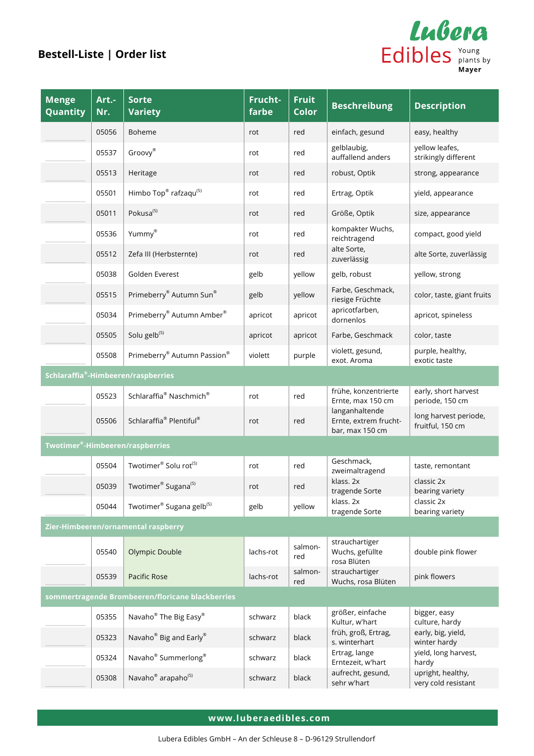## Bestell-Liste | Order list

Lubera Edibles – Young plants by Mayer

| Menge Quantity | Art.-Nr. | Sorte Variety | Fruchtfarbe | Fruit Color | Beschreibung | Description |
|---|---|---|---|---|---|---|
| | 05056 | Boheme | rot | red | einfach, gesund | easy, healthy |
| | 05537 | Groovy® | rot | red | gelblaubig, auffallend anders | yellow leafes, strikingly different |
| | 05513 | Heritage | rot | red | robust, Optik | strong, appearance |
| | 05501 | Himbo Top® rafzaqu(S) | rot | red | Ertrag, Optik | yield, appearance |
| | 05011 | Pokusa(S) | rot | red | Größe, Optik | size, appearance |
| | 05536 | Yummy® | rot | red | kompakter Wuchs, reichtragend | compact, good yield |
| | 05512 | Zefa III (Herbsternte) | rot | red | alte Sorte, zuverlässig | alte Sorte, zuverlässig |
| | 05038 | Golden Everest | gelb | yellow | gelb, robust | yellow, strong |
| | 05515 | Primeberry® Autumn Sun® | gelb | yellow | Farbe, Geschmack, riesige Früchte | color, taste, giant fruits |
| | 05034 | Primeberry® Autumn Amber® | apricot | apricot | apricotfarben, dornenlos | apricot, spineless |
| | 05505 | Solu gelb(S) | apricot | apricot | Farbe, Geschmack | color, taste |
| | 05508 | Primeberry® Autumn Passion® | violett | purple | violett, gesund, exot. Aroma | purple, healthy, exotic taste |
| **Schlaraffia®-Himbeeren/raspberries** | | | | | | |
| | 05523 | Schlaraffia® Naschmich® | rot | red | frühe, konzentrierte Ernte, max 150 cm | early, short harvest periode, 150 cm |
| | 05506 | Schlaraffia® Plentiful® | rot | red | langanhaltende Ernte, extrem fruchtbar, max 150 cm | long harvest periode, fruitful, 150 cm |
| **Twotimer®-Himbeeren/raspberries** | | | | | | |
| | 05504 | Twotimer® Solu rot(S) | rot | red | Geschmack, zweimaltragend | taste, remontant |
| | 05039 | Twotimer® Sugana(S) | rot | red | klass. 2x tragende Sorte | classic 2x bearing variety |
| | 05044 | Twotimer® Sugana gelb(S) | gelb | yellow | klass. 2x tragende Sorte | classic 2x bearing variety |
| **Zier-Himbeeren/ornamental raspberry** | | | | | | |
| | 05540 | Olympic Double | lachs-rot | salmon-red | strauchartiger Wuchs, gefüllte rosa Blüten | double pink flower |
| | 05539 | Pacific Rose | lachs-rot | salmon-red | strauchartiger Wuchs, rosa Blüten | pink flowers |
| **sommertragende Brombeeren/floricane blackberries** | | | | | | |
| | 05355 | Navaho® The Big Easy® | schwarz | black | größer, einfache Kultur, w'hart | bigger, easy culture, hardy |
| | 05323 | Navaho® Big and Early® | schwarz | black | früh, groß, Ertrag, s. winterhart | early, big, yield, winter hardy |
| | 05324 | Navaho® Summerlong® | schwarz | black | Ertrag, lange Erntezeit, w'hart | yield, long harvest, hardy |
| | 05308 | Navaho® arapaho(S) | schwarz | black | aufrecht, gesund, sehr w'hart | upright, healthy, very cold resistant |

**www.luberaedibles.com**

Lubera Edibles GmbH – An der Schleuse 8 – D-96129 Strullendorf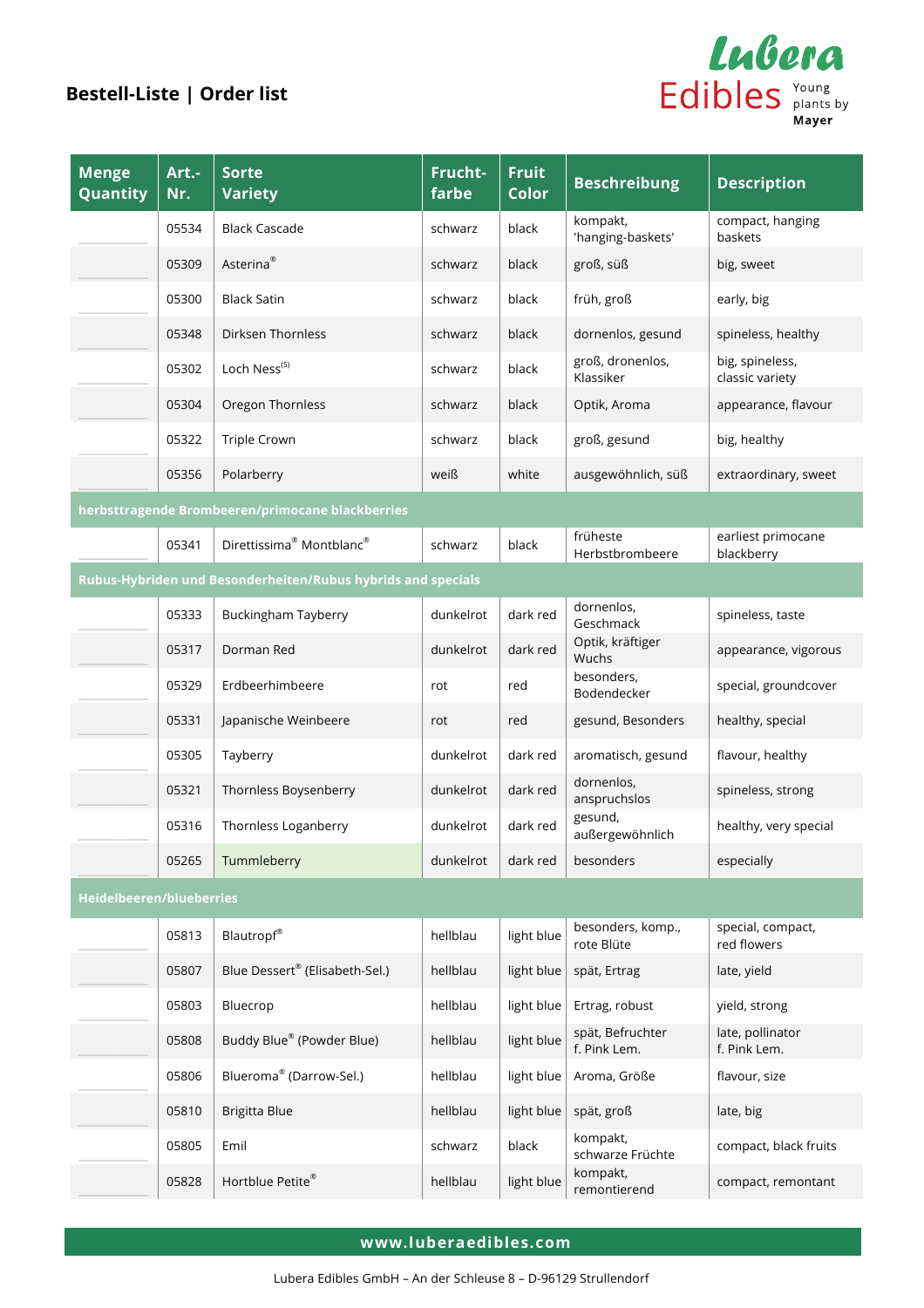## Bestell-Liste | Order list

Lubera Edibles – Young plants by Mayer

| Menge Quantity | Art.-Nr. | Sorte Variety | Frucht-farbe | Fruit Color | Beschreibung | Description |
|---|---|---|---|---|---|---|
| | 05534 | Black Cascade | schwarz | black | kompakt, 'hanging-baskets' | compact, hanging baskets |
| | 05309 | Asterina® | schwarz | black | groß, süß | big, sweet |
| | 05300 | Black Satin | schwarz | black | früh, groß | early, big |
| | 05348 | Dirksen Thornless | schwarz | black | dornenlos, gesund | spineless, healthy |
| | 05302 | Loch Ness(S) | schwarz | black | groß, dronenlos, Klassiker | big, spineless, classic variety |
| | 05304 | Oregon Thornless | schwarz | black | Optik, Aroma | appearance, flavour |
| | 05322 | Triple Crown | schwarz | black | groß, gesund | big, healthy |
| | 05356 | Polarberry | weiß | white | ausgewöhnlich, süß | extraordinary, sweet |
| **herbsttragende Brombeeren/primocane blackberries** | | | | | | |
| | 05341 | Direttissima® Montblanc® | schwarz | black | früheste Herbstbrombeere | earliest primocane blackberry |
| **Rubus-Hybriden und Besonderheiten/Rubus hybrids and specials** | | | | | | |
| | 05333 | Buckingham Tayberry | dunkelrot | dark red | dornenlos, Geschmack | spineless, taste |
| | 05317 | Dorman Red | dunkelrot | dark red | Optik, kräftiger Wuchs | appearance, vigorous |
| | 05329 | Erdbeerhimbeere | rot | red | besonders, Bodendecker | special, groundcover |
| | 05331 | Japanische Weinbeere | rot | red | gesund, Besonders | healthy, special |
| | 05305 | Tayberry | dunkelrot | dark red | aromatisch, gesund | flavour, healthy |
| | 05321 | Thornless Boysenberry | dunkelrot | dark red | dornenlos, anspruchslos | spineless, strong |
| | 05316 | Thornless Loganberry | dunkelrot | dark red | gesund, außergewöhnlich | healthy, very special |
| | 05265 | Tummleberry | dunkelrot | dark red | besonders | especially |
| **Heidelbeeren/blueberries** | | | | | | |
| | 05813 | Blautropf® | hellblau | light blue | besonders, komp., rote Blüte | special, compact, red flowers |
| | 05807 | Blue Dessert® (Elisabeth-Sel.) | hellblau | light blue | spät, Ertrag | late, yield |
| | 05803 | Bluecrop | hellblau | light blue | Ertrag, robust | yield, strong |
| | 05808 | Buddy Blue® (Powder Blue) | hellblau | light blue | spät, Befruchter f. Pink Lem. | late, pollinator f. Pink Lem. |
| | 05806 | Blueroma® (Darrow-Sel.) | hellblau | light blue | Aroma, Größe | flavour, size |
| | 05810 | Brigitta Blue | hellblau | light blue | spät, groß | late, big |
| | 05805 | Emil | schwarz | black | kompakt, schwarze Früchte | compact, black fruits |
| | 05828 | Hortblue Petite® | hellblau | light blue | kompakt, remontierend | compact, remontant |

www.luberaedibles.com

Lubera Edibles GmbH – An der Schleuse 8 – D-96129 Strullendorf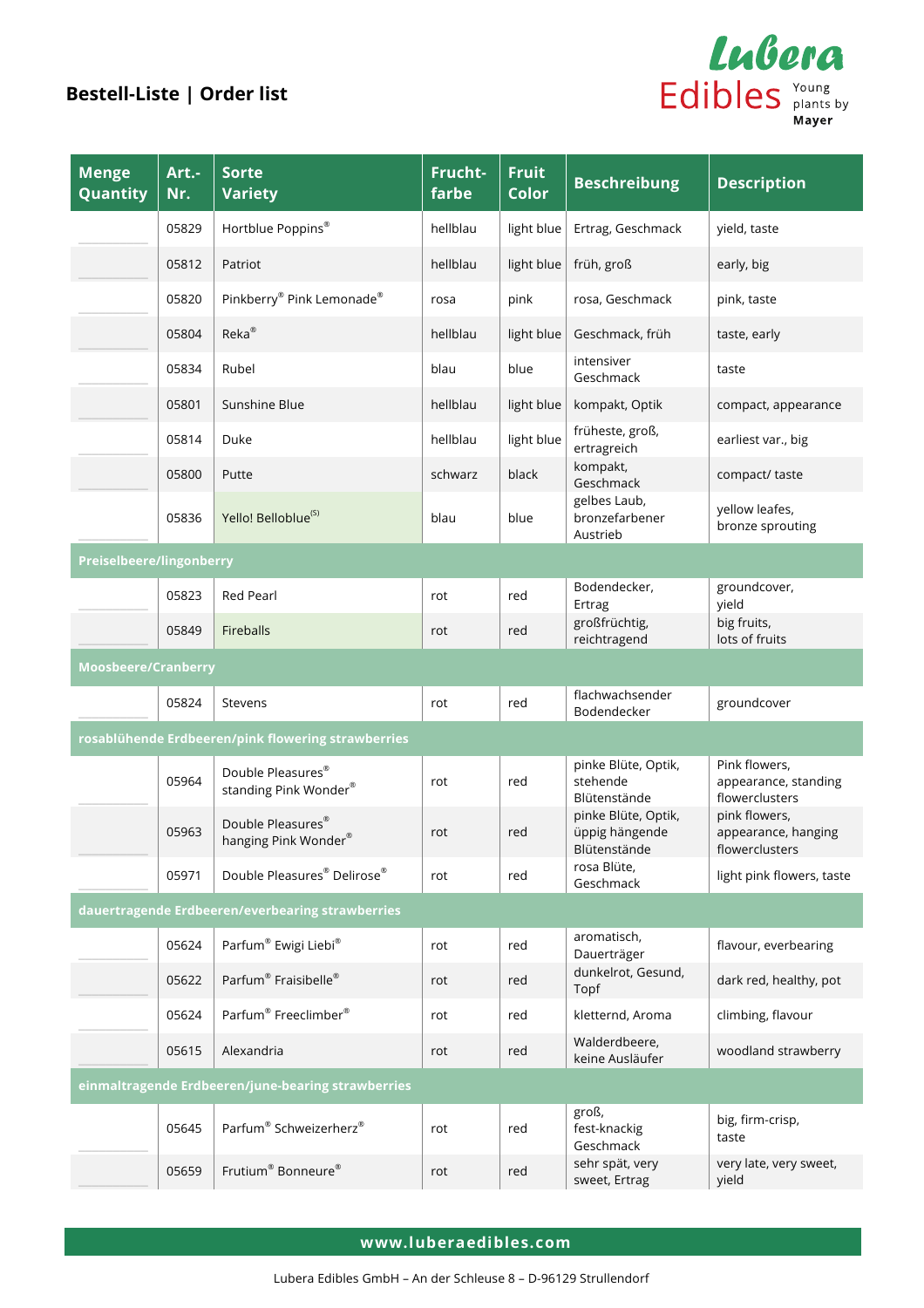## Bestell-Liste | Order list

**Lubera Edibles** Young plants by Mayer

| Menge Quantity | Art.-Nr. | Sorte Variety | Fruchtfarbe | Fruit Color | Beschreibung | Description |
|---|---|---|---|---|---|---|
| | 05829 | Hortblue Poppins® | hellblau | light blue | Ertrag, Geschmack | yield, taste |
| | 05812 | Patriot | hellblau | light blue | früh, groß | early, big |
| | 05820 | Pinkberry® Pink Lemonade® | rosa | pink | rosa, Geschmack | pink, taste |
| | 05804 | Reka® | hellblau | light blue | Geschmack, früh | taste, early |
| | 05834 | Rubel | blau | blue | intensiver Geschmack | taste |
| | 05801 | Sunshine Blue | hellblau | light blue | kompakt, Optik | compact, appearance |
| | 05814 | Duke | hellblau | light blue | früheste, groß, ertragreich | earliest var., big |
| | 05800 | Putte | schwarz | black | kompakt, Geschmack | compact/ taste |
| | 05836 | Yello! Belloblue(S) | blau | blue | gelbes Laub, bronzefarbener Austrieb | yellow leafes, bronze sprouting |
| **Preiselbeere/lingonberry** | | | | | | |
| | 05823 | Red Pearl | rot | red | Bodendecker, Ertrag | groundcover, yield |
| | 05849 | Fireballs | rot | red | großfrüchtig, reichtragend | big fruits, lots of fruits |
| **Moosbeere/Cranberry** | | | | | | |
| | 05824 | Stevens | rot | red | flachwachsender Bodendecker | groundcover |
| **rosablühende Erdbeeren/pink flowering strawberries** | | | | | | |
| | 05964 | Double Pleasures® standing Pink Wonder® | rot | red | pinke Blüte, Optik, stehende Blütenstände | Pink flowers, appearance, standing flowerclusters |
| | 05963 | Double Pleasures® hanging Pink Wonder® | rot | red | pinke Blüte, Optik, üppig hängende Blütenstände | pink flowers, appearance, hanging flowerclusters |
| | 05971 | Double Pleasures® Delirose® | rot | red | rosa Blüte, Geschmack | light pink flowers, taste |
| **dauertragende Erdbeeren/everbearing strawberries** | | | | | | |
| | 05624 | Parfum® Ewigi Liebi® | rot | red | aromatisch, Dauerträger | flavour, everbearing |
| | 05622 | Parfum® Fraisibelle® | rot | red | dunkelrot, Gesund, Topf | dark red, healthy, pot |
| | 05624 | Parfum® Freeclimber® | rot | red | kletternd, Aroma | climbing, flavour |
| | 05615 | Alexandria | rot | red | Walderdbeere, keine Ausläufer | woodland strawberry |
| **einmaltragende Erdbeeren/june-bearing strawberries** | | | | | | |
| | 05645 | Parfum® Schweizerherz® | rot | red | groß, fest-knackig Geschmack | big, firm-crisp, taste |
| | 05659 | Frutium® Bonneure® | rot | red | sehr spät, very sweet, Ertrag | very late, very sweet, yield |

**www.luberaedibles.com**

Lubera Edibles GmbH – An der Schleuse 8 – D-96129 Strullendorf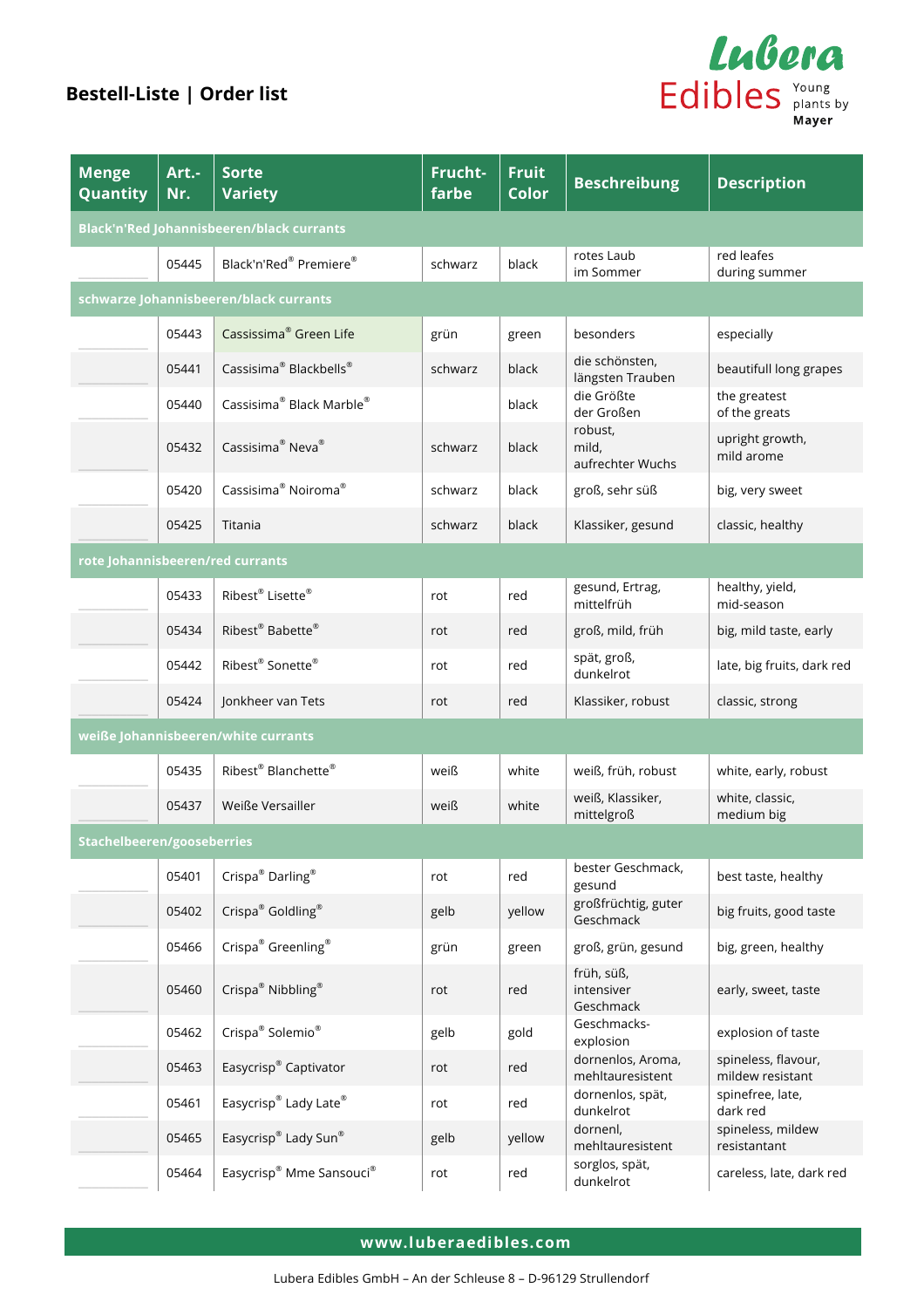## Bestell-Liste | Order list

Lubera Edibles – Young plants by Mayer

| Menge Quantity | Art.-Nr. | Sorte Variety | Frucht-farbe | Fruit Color | Beschreibung | Description |
|---|---|---|---|---|---|---|
| **Black'n'Red Johannisbeeren/black currants** | | | | | | |
| | 05445 | Black'n'Red® Premiere® | schwarz | black | rotes Laub im Sommer | red leafes during summer |
| **schwarze Johannisbeeren/black currants** | | | | | | |
| | 05443 | Cassissima® Green Life | grün | green | besonders | especially |
| | 05441 | Cassissima® Blackbells® | schwarz | black | die schönsten, längsten Trauben | beautifull long grapes |
| | 05440 | Cassissima® Black Marble® | | black | die Größte der Großen | the greatest of the greats |
| | 05432 | Cassissima® Neva® | schwarz | black | robust, mild, aufrechter Wuchs | upright growth, mild arome |
| | 05420 | Cassissima® Noiroma® | schwarz | black | groß, sehr süß | big, very sweet |
| | 05425 | Titania | schwarz | black | Klassiker, gesund | classic, healthy |
| **rote Johannisbeeren/red currants** | | | | | | |
| | 05433 | Ribest® Lisette® | rot | red | gesund, Ertrag, mittelfrüh | healthy, yield, mid-season |
| | 05434 | Ribest® Babette® | rot | red | groß, mild, früh | big, mild taste, early |
| | 05442 | Ribest® Sonette® | rot | red | spät, groß, dunkelrot | late, big fruits, dark red |
| | 05424 | Jonkheer van Tets | rot | red | Klassiker, robust | classic, strong |
| **weiße Johannisbeeren/white currants** | | | | | | |
| | 05435 | Ribest® Blanchette® | weiß | white | weiß, früh, robust | white, early, robust |
| | 05437 | Weiße Versailler | weiß | white | weiß, Klassiker, mittelgroß | white, classic, medium big |
| **Stachelbeeren/gooseberries** | | | | | | |
| | 05401 | Crispa® Darling® | rot | red | bester Geschmack, gesund | best taste, healthy |
| | 05402 | Crispa® Goldling® | gelb | yellow | großfrüchtig, guter Geschmack | big fruits, good taste |
| | 05466 | Crispa® Greenling® | grün | green | groß, grün, gesund | big, green, healthy |
| | 05460 | Crispa® Nibbling® | rot | red | früh, süß, intensiver Geschmack | early, sweet, taste |
| | 05462 | Crispa® Solemio® | gelb | gold | Geschmacks-explosion | explosion of taste |
| | 05463 | Easycrisp® Captivator | rot | red | dornenlos, Aroma, mehltauresistent | spineless, flavour, mildew resistant |
| | 05461 | Easycrisp® Lady Late® | rot | red | dornenlos, spät, dunkelrot | spinefree, late, dark red |
| | 05465 | Easycrisp® Lady Sun® | gelb | yellow | dornenl, mehltauresistent | spineless, mildew resistantant |
| | 05464 | Easycrisp® Mme Sansouci® | rot | red | sorglos, spät, dunkelrot | careless, late, dark red |

**www.luberaedibles.com**

Lubera Edibles GmbH – An der Schleuse 8 – D-96129 Strullendorf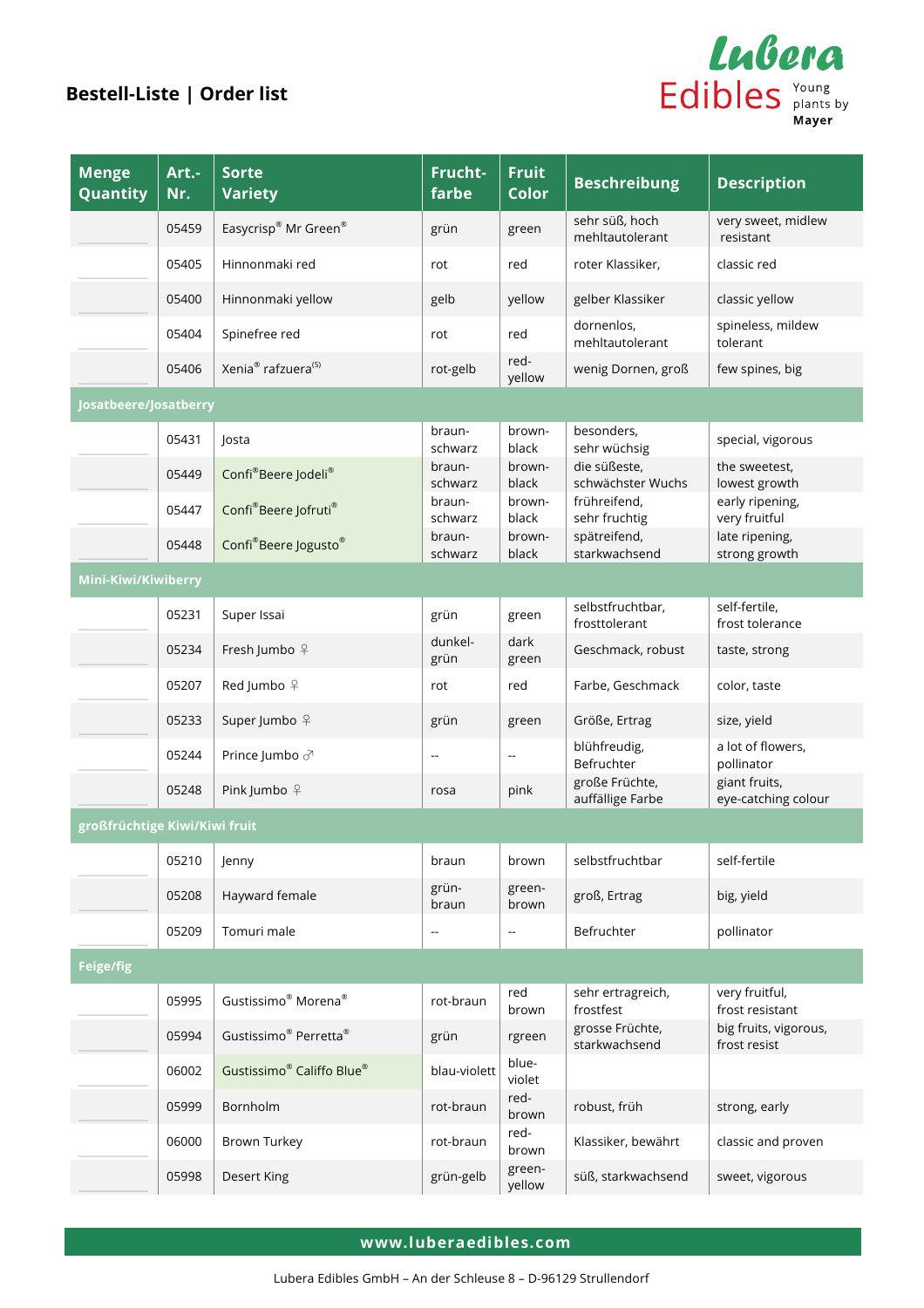## Bestell-Liste | Order list

Lubera Edibles Young plants by Mayer

| Menge Quantity | Art.-Nr. | Sorte Variety | Frucht-farbe | Fruit Color | Beschreibung | Description |
|---|---|---|---|---|---|---|
| | 05459 | Easycrisp® Mr Green® | grün | green | sehr süß, hoch mehltautolerant | very sweet, midlew resistant |
| | 05405 | Hinnonmaki red | rot | red | roter Klassiker, | classic red |
| | 05400 | Hinnonmaki yellow | gelb | yellow | gelber Klassiker | classic yellow |
| | 05404 | Spinefree red | rot | red | dornenlos, mehltautolerant | spineless, mildew tolerant |
| | 05406 | Xenia® rafzuera(S) | rot-gelb | red-yellow | wenig Dornen, groß | few spines, big |
| **Josatbeere/Josatberry** | | | | | | |
| | 05431 | Josta | braun-schwarz | brown-black | besonders, sehr wüchsig | special, vigorous |
| | 05449 | Confi®Beere Jodeli® | braun-schwarz | brown-black | die süßeste, schwächster Wuchs | the sweetest, lowest growth |
| | 05447 | Confi®Beere Jofruti® | braun-schwarz | brown-black | frühreifend, sehr fruchtig | early ripening, very fruitful |
| | 05448 | Confi®Beere Jogusto® | braun-schwarz | brown-black | spätreifend, starkwachsend | late ripening, strong growth |
| **Mini-Kiwi/Kiwiberry** | | | | | | |
| | 05231 | Super Issai | grün | green | selbstfruchtbar, frosttolerant | self-fertile, frost tolerance |
| | 05234 | Fresh Jumbo ♀ | dunkel-grün | dark green | Geschmack, robust | taste, strong |
| | 05207 | Red Jumbo ♀ | rot | red | Farbe, Geschmack | color, taste |
| | 05233 | Super Jumbo ♀ | grün | green | Größe, Ertrag | size, yield |
| | 05244 | Prince Jumbo ♂ | -- | -- | blühfreudig, Befruchter | a lot of flowers, pollinator |
| | 05248 | Pink Jumbo ♀ | rosa | pink | große Früchte, auffällige Farbe | giant fruits, eye-catching colour |
| **großfrüchtige Kiwi/Kiwi fruit** | | | | | | |
| | 05210 | Jenny | braun | brown | selbstfruchtbar | self-fertile |
| | 05208 | Hayward female | grün-braun | green-brown | groß, Ertrag | big, yield |
| | 05209 | Tomuri male | -- | -- | Befruchter | pollinator |
| **Feige/fig** | | | | | | |
| | 05995 | Gustissimo® Morena® | rot-braun | red brown | sehr ertragreich, frostfest | very fruitful, frost resistant |
| | 05994 | Gustissimo® Perretta® | grün | rgreen | grosse Früchte, starkwachsend | big fruits, vigorous, frost resist |
| | 06002 | Gustissimo® Califfo Blue® | blau-violett | blue-violet | | |
| | 05999 | Bornholm | rot-braun | red-brown | robust, früh | strong, early |
| | 06000 | Brown Turkey | rot-braun | red-brown | Klassiker, bewährt | classic and proven |
| | 05998 | Desert King | grün-gelb | green-yellow | süß, starkwachsend | sweet, vigorous |

**www.luberaedibles.com**

Lubera Edibles GmbH – An der Schleuse 8 – D-96129 Strullendorf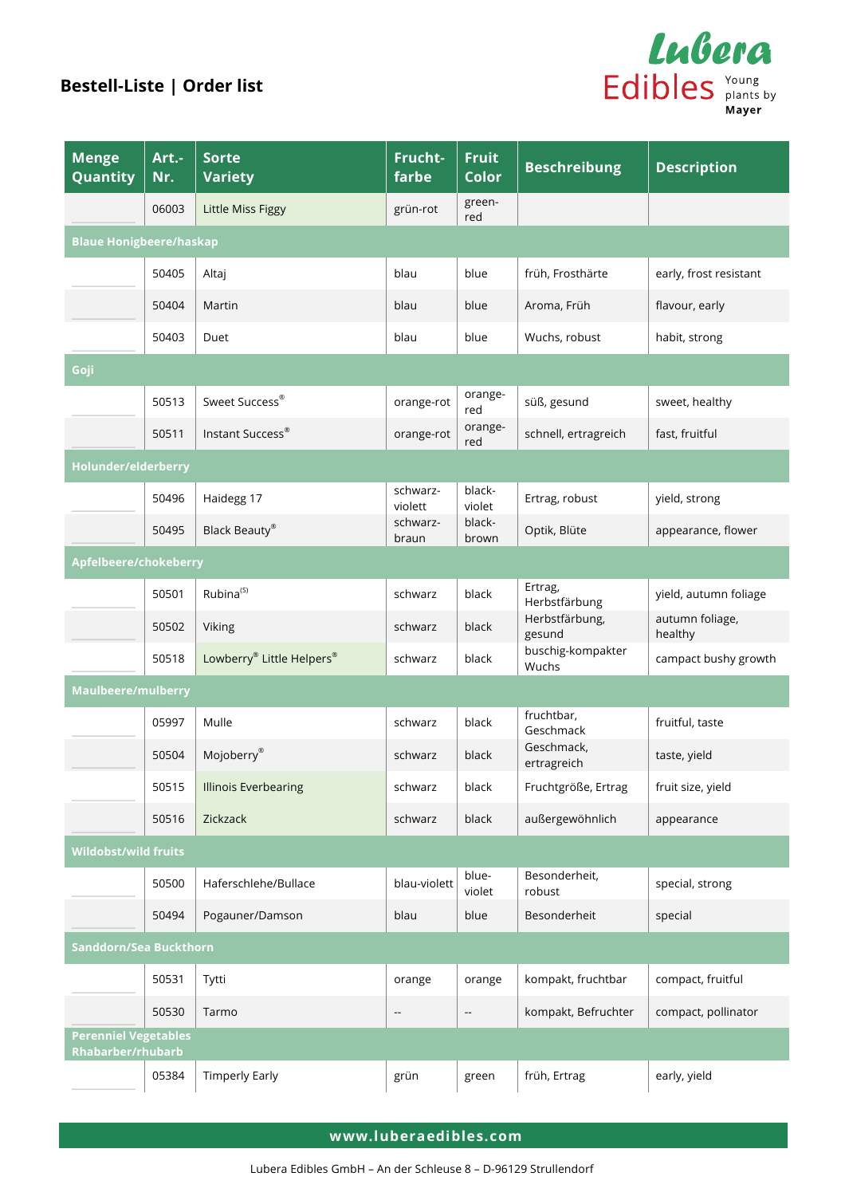## Bestell-Liste | Order list

Lubera Edibles — Young plants by Mayer

| Menge Quantity | Art.-Nr. | Sorte Variety | Frucht-farbe | Fruit Color | Beschreibung | Description |
|---|---|---|---|---|---|---|
| | 06003 | Little Miss Figgy | grün-rot | green-red | | |
| **Blaue Honigbeere/haskap** | | | | | | |
| | 50405 | Altaj | blau | blue | früh, Frosthärte | early, frost resistant |
| | 50404 | Martin | blau | blue | Aroma, Früh | flavour, early |
| | 50403 | Duet | blau | blue | Wuchs, robust | habit, strong |
| **Goji** | | | | | | |
| | 50513 | Sweet Success® | orange-rot | orange-red | süß, gesund | sweet, healthy |
| | 50511 | Instant Success® | orange-rot | orange-red | schnell, ertragreich | fast, fruitful |
| **Holunder/elderberry** | | | | | | |
| | 50496 | Haidegg 17 | schwarz-violett | black-violet | Ertrag, robust | yield, strong |
| | 50495 | Black Beauty® | schwarz-braun | black-brown | Optik, Blüte | appearance, flower |
| **Apfelbeere/chokeberry** | | | | | | |
| | 50501 | Rubina(S) | schwarz | black | Ertrag, Herbstfärbung | yield, autumn foliage |
| | 50502 | Viking | schwarz | black | Herbstfärbung, gesund | autumn foliage, healthy |
| | 50518 | Lowberry® Little Helpers® | schwarz | black | buschig-kompakter Wuchs | campact bushy growth |
| **Maulbeere/mulberry** | | | | | | |
| | 05997 | Mulle | schwarz | black | fruchtbar, Geschmack | fruitful, taste |
| | 50504 | Mojoberry® | schwarz | black | Geschmack, ertragreich | taste, yield |
| | 50515 | Illinois Everbearing | schwarz | black | Fruchtgröße, Ertrag | fruit size, yield |
| | 50516 | Zickzack | schwarz | black | außergewöhnlich | appearance |
| **Wildobst/wild fruits** | | | | | | |
| | 50500 | Haferschlehe/Bullace | blau-violett | blue-violet | Besonderheit, robust | special, strong |
| | 50494 | Pogauner/Damson | blau | blue | Besonderheit | special |
| **Sanddorn/Sea Buckthorn** | | | | | | |
| | 50531 | Tytti | orange | orange | kompakt, fruchtbar | compact, fruitful |
| | 50530 | Tarmo | -- | -- | kompakt, Befruchter | compact, pollinator |
| **Perenniel Vegetables Rhabarber/rhubarb** | | | | | | |
| | 05384 | Timperly Early | grün | green | früh, Ertrag | early, yield |

www.luberaedibles.com

Lubera Edibles GmbH – An der Schleuse 8 – D-96129 Strullendorf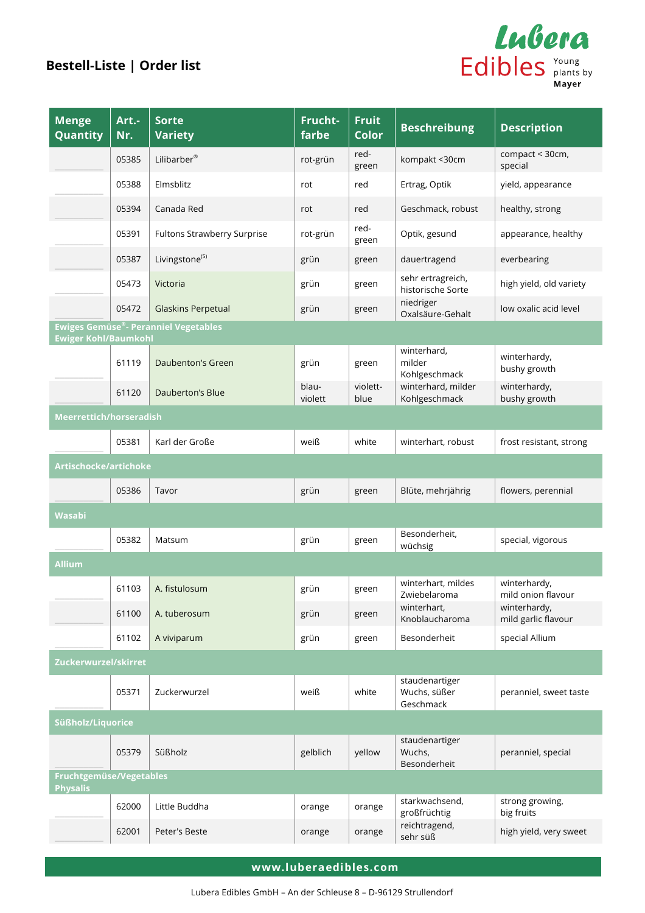# Bestell-Liste | Order list

Lubera Edibles Young plants by Mayer

| Menge Quantity | Art.-Nr. | Sorte Variety | Fruchtfarbe | Fruit Color | Beschreibung | Description |
|---|---|---|---|---|---|---|
| | 05385 | Lilibarber® | rot-grün | red-green | kompakt <30cm | compact < 30cm, special |
| | 05388 | Elmsblitz | rot | red | Ertrag, Optik | yield, appearance |
| | 05394 | Canada Red | rot | red | Geschmack, robust | healthy, strong |
| | 05391 | Fultons Strawberry Surprise | rot-grün | red-green | Optik, gesund | appearance, healthy |
| | 05387 | Livingstone(S) | grün | green | dauertragend | everbearing |
| | 05473 | Victoria | grün | green | sehr ertragreich, historische Sorte | high yield, old variety |
| | 05472 | Glaskins Perpetual | grün | green | niedriger Oxalsäure-Gehalt | low oxalic acid level |
| **Ewiges Gemüse®- Peranniel Vegetables Ewiger Kohl/Baumkohl** | | | | | | |
| | 61119 | Daubenton's Green | grün | green | winterhard, milder Kohlgeschmack | winterhardy, bushy growth |
| | 61120 | Dauberton's Blue | blau-violett | violett-blue | winterhard, milder Kohlgeschmack | winterhardy, bushy growth |
| **Meerrettich/horseradish** | | | | | | |
| | 05381 | Karl der Große | weiß | white | winterhart, robust | frost resistant, strong |
| **Artischocke/artichoke** | | | | | | |
| | 05386 | Tavor | grün | green | Blüte, mehrjährig | flowers, perennial |
| **Wasabi** | | | | | | |
| | 05382 | Matsum | grün | green | Besonderheit, wüchsig | special, vigorous |
| **Allium** | | | | | | |
| | 61103 | A. fistulosum | grün | green | winterhart, mildes Zwiebelaroma | winterhardy, mild onion flavour |
| | 61100 | A. tuberosum | grün | green | winterhart, Knoblaucharoma | winterhardy, mild garlic flavour |
| | 61102 | A viviparum | grün | green | Besonderheit | special Allium |
| **Zuckerwurzel/skirret** | | | | | | |
| | 05371 | Zuckerwurzel | weiß | white | staudenartiger Wuchs, süßer Geschmack | peranniel, sweet taste |
| **Süßholz/Liquorice** | | | | | | |
| | 05379 | Süßholz | gelblich | yellow | staudenartiger Wuchs, Besonderheit | peranniel, special |
| **Fruchtgemüse/Vegetables Physalis** | | | | | | |
| | 62000 | Little Buddha | orange | orange | starkwachsend, großfrüchtig | strong growing, big fruits |
| | 62001 | Peter's Beste | orange | orange | reichtragend, sehr süß | high yield, very sweet |

www.luberaedibles.com

Lubera Edibles GmbH – An der Schleuse 8 – D-96129 Strullendorf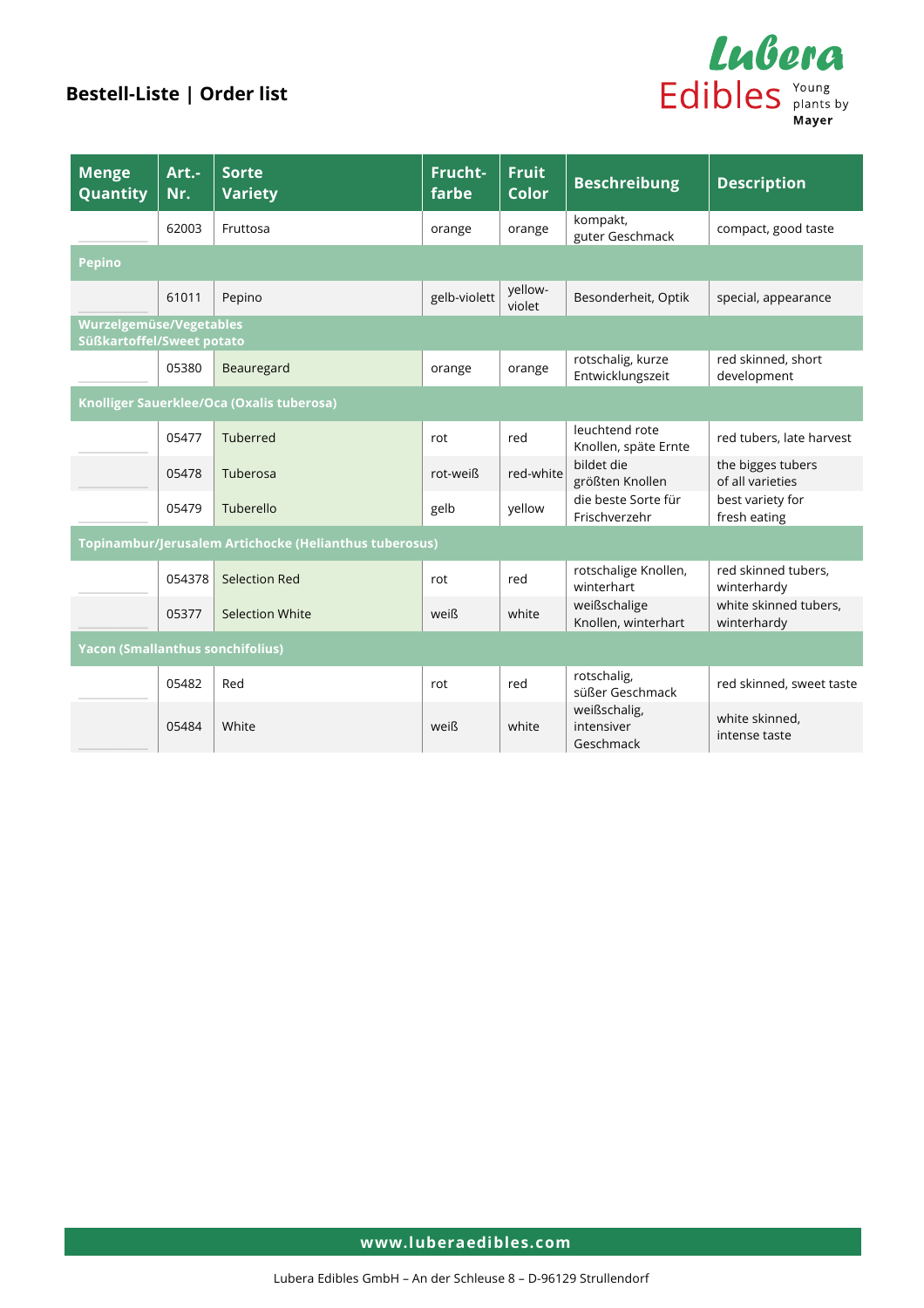## Bestell-Liste | Order list

Lubera Edibles Young plants by Mayer

| Menge Quantity | Art.-Nr. | Sorte Variety | Frucht-farbe | Fruit Color | Beschreibung | Description |
|---|---|---|---|---|---|---|
| | 62003 | Fruttosa | orange | orange | kompakt, guter Geschmack | compact, good taste |
| **Pepino** | | | | | | |
| | 61011 | Pepino | gelb-violett | yellow-violet | Besonderheit, Optik | special, appearance |
| **Wurzelgemüse/Vegetables Süßkartoffel/Sweet potato** | | | | | | |
| | 05380 | Beauregard | orange | orange | rotschalig, kurze Entwicklungszeit | red skinned, short development |
| **Knolliger Sauerklee/Oca (Oxalis tuberosa)** | | | | | | |
| | 05477 | Tuberred | rot | red | leuchtend rote Knollen, späte Ernte | red tubers, late harvest |
| | 05478 | Tuberosa | rot-weiß | red-white | bildet die größten Knollen | the bigges tubers of all varieties |
| | 05479 | Tuberello | gelb | yellow | die beste Sorte für Frischverzehr | best variety for fresh eating |
| **Topinambur/Jerusalem Artichocke (Helianthus tuberosus)** | | | | | | |
| | 054378 | Selection Red | rot | red | rotschalige Knollen, winterhart | red skinned tubers, winterhardy |
| | 05377 | Selection White | weiß | white | weißschalige Knollen, winterhart | white skinned tubers, winterhardy |
| **Yacon (Smallanthus sonchifolius)** | | | | | | |
| | 05482 | Red | rot | red | rotschalig, süßer Geschmack | red skinned, sweet taste |
| | 05484 | White | weiß | white | weißschalig, intensiver Geschmack | white skinned, intense taste |

www.luberaedibles.com

Lubera Edibles GmbH – An der Schleuse 8 – D-96129 Strullendorf